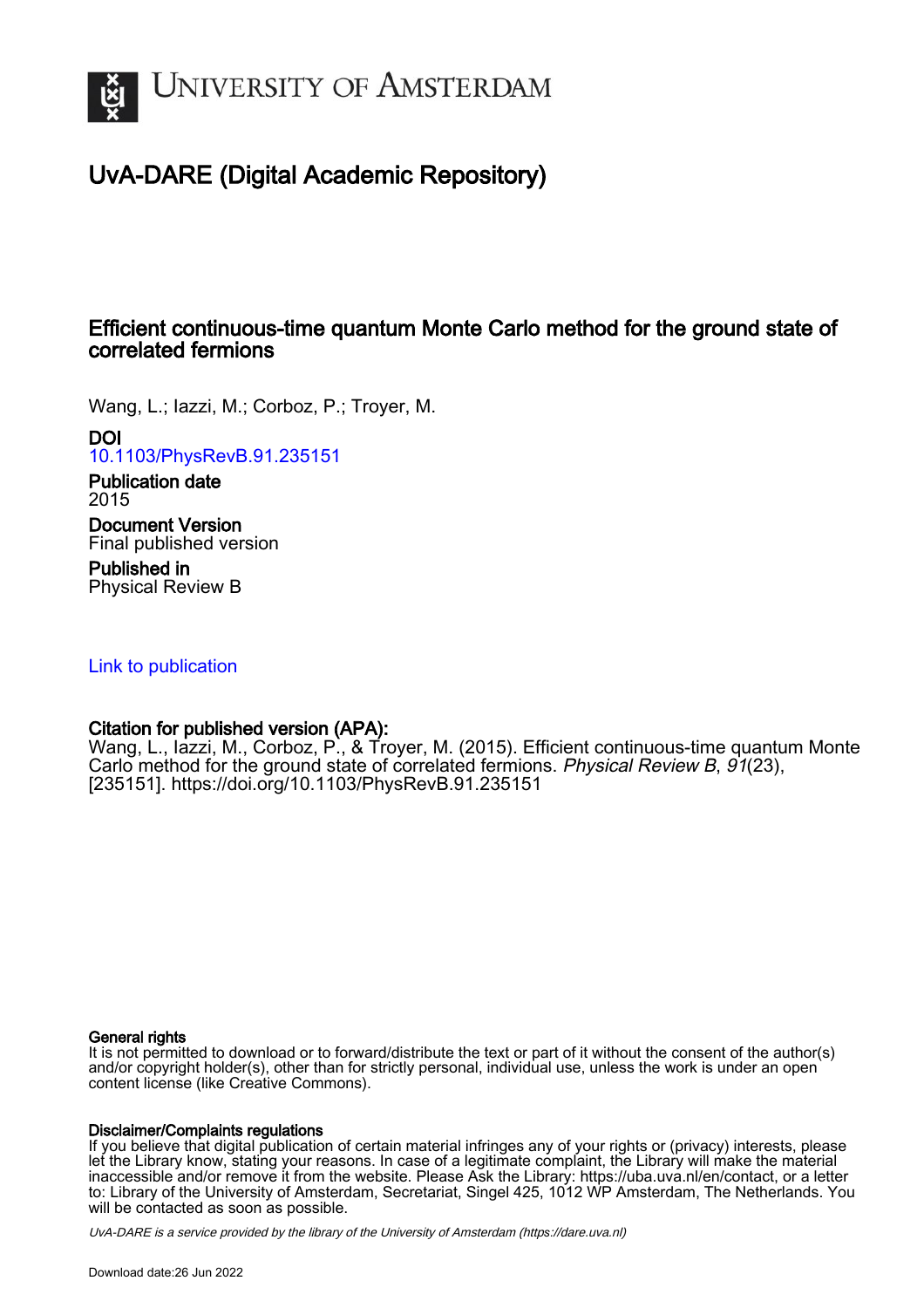# University of Amsterdam

## UvA-DARE (Digital Academic Repository)

### Efficient continuous-time quantum Monte Carlo method for the ground state of correlated fermions

Wang, L.; Iazzi, M.; Corboz, P.; Troyer, M.

**DOI**
10.1103/PhysRevB.91.235151

**Publication date**
2015

**Document Version**
Final published version

**Published in**
Physical Review B

Link to publication

**Citation for published version (APA):**
Wang, L., Iazzi, M., Corboz, P., & Troyer, M. (2015). Efficient continuous-time quantum Monte Carlo method for the ground state of correlated fermions. *Physical Review B*, *91*(23), [235151]. https://doi.org/10.1103/PhysRevB.91.235151

**General rights**
It is not permitted to download or to forward/distribute the text or part of it without the consent of the author(s) and/or copyright holder(s), other than for strictly personal, individual use, unless the work is under an open content license (like Creative Commons).

**Disclaimer/Complaints regulations**
If you believe that digital publication of certain material infringes any of your rights or (privacy) interests, please let the Library know, stating your reasons. In case of a legitimate complaint, the Library will make the material inaccessible and/or remove it from the website. Please Ask the Library: https://uba.uva.nl/en/contact, or a letter to: Library of the University of Amsterdam, Secretariat, Singel 425, 1012 WP Amsterdam, The Netherlands. You will be contacted as soon as possible.

*UvA-DARE is a service provided by the library of the University of Amsterdam (https://dare.uva.nl)*

Download date:26 Jun 2022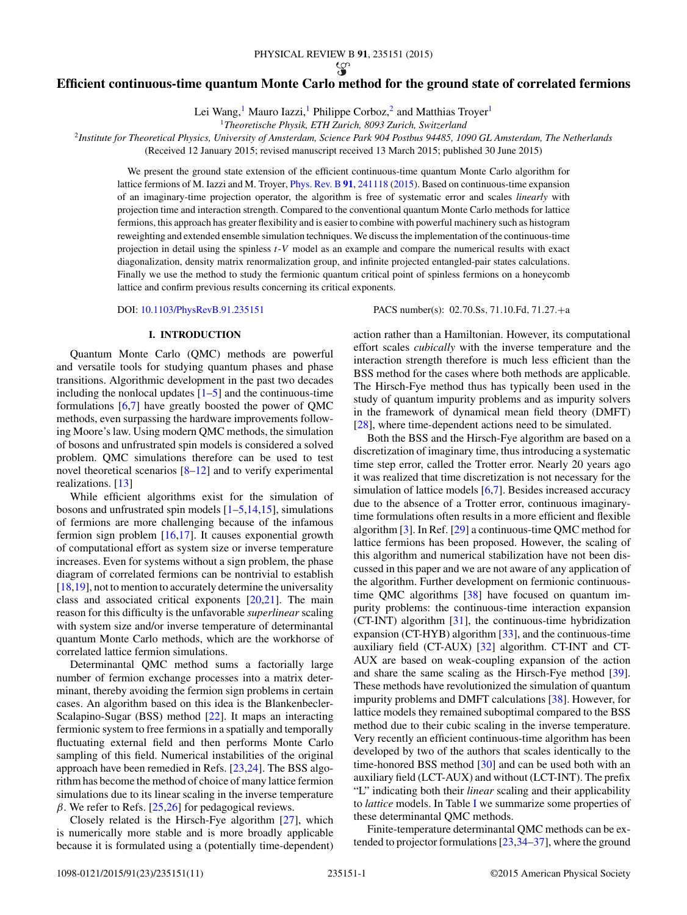# Efficient continuous-time quantum Monte Carlo method for the ground state of correlated fermions

Lei Wang,[1] Mauro Iazzi,[1] Philippe Corboz,[2] and Matthias Troyer[1]

[1]*Theoretische Physik, ETH Zurich, 8093 Zurich, Switzerland*

[2]*Institute for Theoretical Physics, University of Amsterdam, Science Park 904 Postbus 94485, 1090 GL Amsterdam, The Netherlands*

(Received 12 January 2015; revised manuscript received 13 March 2015; published 30 June 2015)

We present the ground state extension of the efficient continuous-time quantum Monte Carlo algorithm for lattice fermions of M. Iazzi and M. Troyer, Phys. Rev. B **91**, 241118 (2015). Based on continuous-time expansion of an imaginary-time projection operator, the algorithm is free of systematic error and scales *linearly* with projection time and interaction strength. Compared to the conventional quantum Monte Carlo methods for lattice fermions, this approach has greater flexibility and is easier to combine with powerful machinery such as histogram reweighting and extended ensemble simulation techniques. We discuss the implementation of the continuous-time projection in detail using the spinless $t$-$V$ model as an example and compare the numerical results with exact diagonalization, density matrix renormalization group, and infinite projected entangled-pair states calculations. Finally we use the method to study the fermionic quantum critical point of spinless fermions on a honeycomb lattice and confirm previous results concerning its critical exponents.

DOI: 10.1103/PhysRevB.91.235151 PACS number(s): 02.70.Ss, 71.10.Fd, 71.27.+a

## I. INTRODUCTION

Quantum Monte Carlo (QMC) methods are powerful and versatile tools for studying quantum phases and phase transitions. Algorithmic development in the past two decades including the nonlocal updates [1–5] and the continuous-time formulations [6,7] have greatly boosted the power of QMC methods, even surpassing the hardware improvements following Moore's law. Using modern QMC methods, the simulation of bosons and unfrustrated spin models is considered a solved problem. QMC simulations therefore can be used to test novel theoretical scenarios [8–12] and to verify experimental realizations. [13]

While efficient algorithms exist for the simulation of bosons and unfrustrated spin models [1–5,14,15], simulations of fermions are more challenging because of the infamous fermion sign problem [16,17]. It causes exponential growth of computational effort as system size or inverse temperature increases. Even for systems without a sign problem, the phase diagram of correlated fermions can be nontrivial to establish [18,19], not to mention to accurately determine the universality class and associated critical exponents [20,21]. The main reason for this difficulty is the unfavorable *superlinear* scaling with system size and/or inverse temperature of determinantal quantum Monte Carlo methods, which are the workhorse of correlated lattice fermion simulations.

Determinantal QMC method sums a factorially large number of fermion exchange processes into a matrix determinant, thereby avoiding the fermion sign problems in certain cases. An algorithm based on this idea is the Blankenbecler-Scalapino-Sugar (BSS) method [22]. It maps an interacting fermionic system to free fermions in a spatially and temporally fluctuating external field and then performs Monte Carlo sampling of this field. Numerical instabilities of the original approach have been remedied in Refs. [23,24]. The BSS algorithm has become the method of choice of many lattice fermion simulations due to its linear scaling in the inverse temperature $\beta$. We refer to Refs. [25,26] for pedagogical reviews.

Closely related is the Hirsch-Fye algorithm [27], which is numerically more stable and is more broadly applicable because it is formulated using a (potentially time-dependent) action rather than a Hamiltonian. However, its computational effort scales *cubically* with the inverse temperature and the interaction strength therefore is much less efficient than the BSS method for the cases where both methods are applicable. The Hirsch-Fye method thus has typically been used in the study of quantum impurity problems and as impurity solvers in the framework of dynamical mean field theory (DMFT) [28], where time-dependent actions need to be simulated.

Both the BSS and the Hirsch-Fye algorithm are based on a discretization of imaginary time, thus introducing a systematic time step error, called the Trotter error. Nearly 20 years ago it was realized that time discretization is not necessary for the simulation of lattice models [6,7]. Besides increased accuracy due to the absence of a Trotter error, continuous imaginary-time formulations often results in a more efficient and flexible algorithm [3]. In Ref. [29] a continuous-time QMC method for lattice fermions has been proposed. However, the scaling of this algorithm and numerical stabilization have not been discussed in this paper and we are not aware of any application of the algorithm. Further development on fermionic continuous-time QMC algorithms [38] have focused on quantum impurity problems: the continuous-time interaction expansion (CT-INT) algorithm [31], the continuous-time hybridization expansion (CT-HYB) algorithm [33], and the continuous-time auxiliary field (CT-AUX) [32] algorithm. CT-INT and CT-AUX are based on weak-coupling expansion of the action and share the same scaling as the Hirsch-Fye method [39]. These methods have revolutionized the simulation of quantum impurity problems and DMFT calculations [38]. However, for lattice models they remained suboptimal compared to the BSS method due to their cubic scaling in the inverse temperature. Very recently an efficient continuous-time algorithm has been developed by two of the authors that scales identically to the time-honored BSS method [30] and can be used both with an auxiliary field (LCT-AUX) and without (LCT-INT). The prefix "L" indicating both their *linear* scaling and their applicability to *lattice* models. In Table I we summarize some properties of these determinantal QMC methods.

Finite-temperature determinantal QMC methods can be extended to projector formulations [23,34–37], where the ground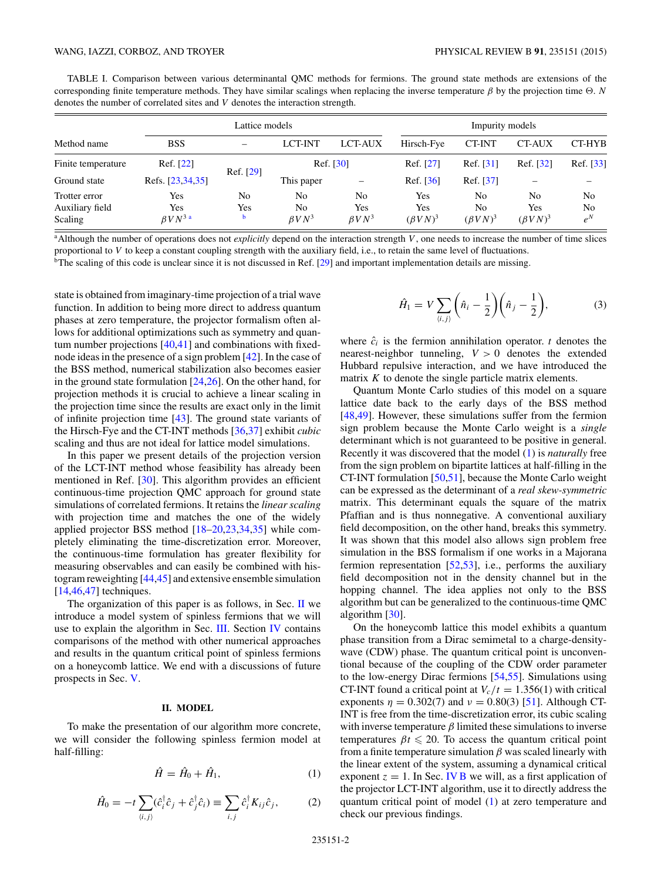TABLE I. Comparison between various determinantal QMC methods for fermions. The ground state methods are extensions of the corresponding finite temperature methods. They have similar scalings when replacing the inverse temperature $\beta$ by the projection time $\Theta$. $N$ denotes the number of correlated sites and $V$ denotes the interaction strength.

| Method name | Lattice models: BSS | Lattice models: – | Lattice models: LCT-INT | Lattice models: LCT-AUX | Impurity models: Hirsch-Fye | Impurity models: CT-INT | Impurity models: CT-AUX | Impurity models: CT-HYB |
|---|---|---|---|---|---|---|---|---|
| Finite temperature | Ref. [22] | Ref. [29] | Ref. [30] | Ref. [30] | Ref. [27] | Ref. [31] | Ref. [32] | Ref. [33] |
| Ground state | Refs. [23,34,35] | Ref. [29] | This paper | – | Ref. [36] | Ref. [37] | – | – |
| Trotter error | Yes | No | No | No | Yes | No | No | No |
| Auxiliary field | Yes | Yes | No | Yes | Yes | No | Yes | No |
| Scaling | $\beta V N^3$ [a] | [b] | $\beta V N^3$ | $\beta V N^3$ | $(\beta V N)^3$ | $(\beta V N)^3$ | $(\beta V N)^3$ | $e^N$ |

[a]Although the number of operations does not *explicitly* depend on the interaction strength $V$, one needs to increase the number of time slices proportional to $V$ to keep a constant coupling strength with the auxiliary field, i.e., to retain the same level of fluctuations.

[b]The scaling of this code is unclear since it is not discussed in Ref. [29] and important implementation details are missing.

state is obtained from imaginary-time projection of a trial wave function. In addition to being more direct to address quantum phases at zero temperature, the projector formalism often allows for additional optimizations such as symmetry and quantum number projections [40,41] and combinations with fixed-node ideas in the presence of a sign problem [42]. In the case of the BSS method, numerical stabilization also becomes easier in the ground state formulation [24,26]. On the other hand, for projection methods it is crucial to achieve a linear scaling in the projection time since the results are exact only in the limit of infinite projection time [43]. The ground state variants of the Hirsch-Fye and the CT-INT methods [36,37] exhibit *cubic* scaling and thus are not ideal for lattice model simulations.

In this paper we present details of the projection version of the LCT-INT method whose feasibility has already been mentioned in Ref. [30]. This algorithm provides an efficient continuous-time projection QMC approach for ground state simulations of correlated fermions. It retains the *linear scaling* with projection time and matches the one of the widely applied projector BSS method [18–20,23,34,35] while completely eliminating the time-discretization error. Moreover, the continuous-time formulation has greater flexibility for measuring observables and can easily be combined with histogram reweighting [44,45] and extensive ensemble simulation [14,46,47] techniques.

The organization of this paper is as follows, in Sec. II we introduce a model system of spinless fermions that we will use to explain the algorithm in Sec. III. Section IV contains comparisons of the method with other numerical approaches and results in the quantum critical point of spinless fermions on a honeycomb lattice. We end with a discussions of future prospects in Sec. V.

## II. MODEL

To make the presentation of our algorithm more concrete, we will consider the following spinless fermion model at half-filling:

$$\hat{H} = \hat{H}_0 + \hat{H}_1, \tag{1}$$

$$\hat{H}_0 = -t \sum_{\langle i,j \rangle} (\hat{c}_i^\dagger \hat{c}_j + \hat{c}_j^\dagger \hat{c}_i) \equiv \sum_{i,j} \hat{c}_i^\dagger K_{ij} \hat{c}_j, \tag{2}$$

$$\hat{H}_1 = V \sum_{\langle i,j \rangle} \left(\hat{n}_i - \frac{1}{2}\right)\left(\hat{n}_j - \frac{1}{2}\right), \tag{3}$$

where $\hat{c}_i$ is the fermion annihilation operator. $t$ denotes the nearest-neighbor tunneling, $V > 0$ denotes the extended Hubbard repulsive interaction, and we have introduced the matrix $K$ to denote the single particle matrix elements.

Quantum Monte Carlo studies of this model on a square lattice date back to the early days of the BSS method [48,49]. However, these simulations suffer from the fermion sign problem because the Monte Carlo weight is a *single* determinant which is not guaranteed to be positive in general. Recently it was discovered that the model (1) is *naturally* free from the sign problem on bipartite lattices at half-filling in the CT-INT formulation [50,51], because the Monte Carlo weight can be expressed as the determinant of a *real skew-symmetric* matrix. This determinant equals the square of the matrix Pfaffian and is thus nonnegative. A conventional auxiliary field decomposition, on the other hand, breaks this symmetry. It was shown that this model also allows sign problem free simulation in the BSS formalism if one works in a Majorana fermion representation [52,53], i.e., performs the auxiliary field decomposition not in the density channel but in the hopping channel. The idea applies not only to the BSS algorithm but can be generalized to the continuous-time QMC algorithm [30].

On the honeycomb lattice this model exhibits a quantum phase transition from a Dirac semimetal to a charge-density-wave (CDW) phase. The quantum critical point is unconventional because of the coupling of the CDW order parameter to the low-energy Dirac fermions [54,55]. Simulations using CT-INT found a critical point at $V_c/t = 1.356(1)$ with critical exponents $\eta = 0.302(7)$ and $\nu = 0.80(3)$ [51]. Although CT-INT is free from the time-discretization error, its cubic scaling with inverse temperature $\beta$ limited these simulations to inverse temperatures $\beta t \leqslant 20$. To access the quantum critical point from a finite temperature simulation $\beta$ was scaled linearly with the linear extent of the system, assuming a dynamical critical exponent $z = 1$. In Sec. IV B we will, as a first application of the projector LCT-INT algorithm, use it to directly address the quantum critical point of model (1) at zero temperature and check our previous findings.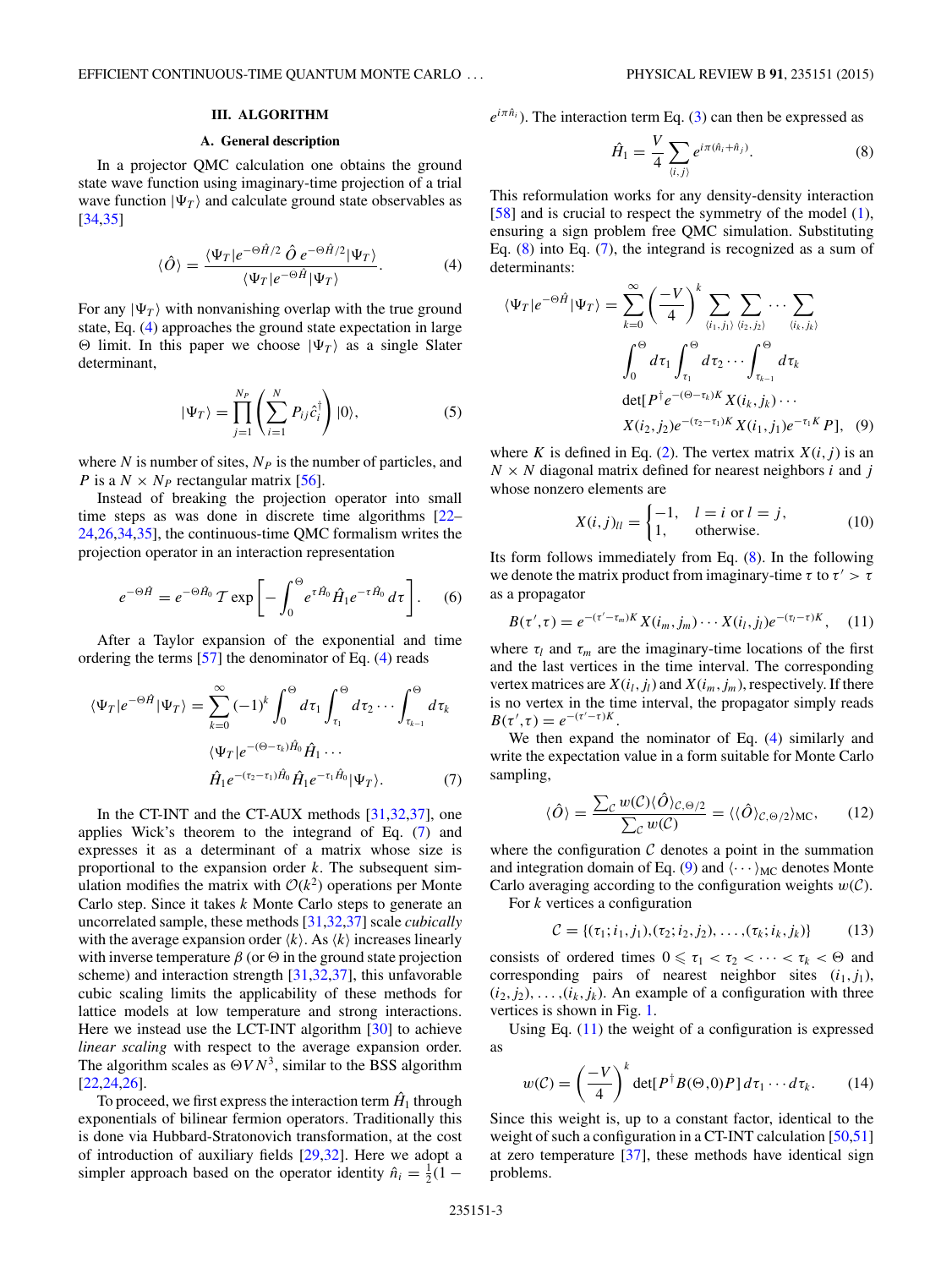## III. ALGORITHM

### A. General description

In a projector QMC calculation one obtains the ground state wave function using imaginary-time projection of a trial wave function $|\Psi_T\rangle$ and calculate ground state observables as [34,35]

$$\langle \hat{O} \rangle = \frac{\langle \Psi_T | e^{-\Theta \hat{H}/2} \, \hat{O} \, e^{-\Theta \hat{H}/2} | \Psi_T \rangle}{\langle \Psi_T | e^{-\Theta \hat{H}} | \Psi_T \rangle}. \tag{4}$$

For any $|\Psi_T\rangle$ with nonvanishing overlap with the true ground state, Eq. (4) approaches the ground state expectation in large $\Theta$ limit. In this paper we choose $|\Psi_T\rangle$ as a single Slater determinant,

$$|\Psi_T\rangle = \prod_{j=1}^{N_P} \left( \sum_{i=1}^{N} P_{ij} \hat{c}_i^\dagger \right) |0\rangle, \tag{5}$$

where $N$ is number of sites, $N_P$ is the number of particles, and $P$ is a $N \times N_P$ rectangular matrix [56].

Instead of breaking the projection operator into small time steps as was done in discrete time algorithms [22–24,26,34,35], the continuous-time QMC formalism writes the projection operator in an interaction representation

$$e^{-\Theta \hat{H}} = e^{-\Theta \hat{H}_0} \mathcal{T} \exp\left[ -\int_0^\Theta e^{\tau \hat{H}_0} \hat{H}_1 e^{-\tau \hat{H}_0} \, d\tau \right]. \tag{6}$$

After a Taylor expansion of the exponential and time ordering the terms [57] the denominator of Eq. (4) reads

$$\begin{aligned}\langle \Psi_T | e^{-\Theta \hat{H}} | \Psi_T \rangle = \sum_{k=0}^{\infty} (-1)^k \int_0^\Theta d\tau_1 \int_{\tau_1}^\Theta d\tau_2 \cdots \int_{\tau_{k-1}}^\Theta d\tau_k \\ \langle \Psi_T | e^{-(\Theta - \tau_k)\hat{H}_0} \hat{H}_1 \cdots \\ \hat{H}_1 e^{-(\tau_2 - \tau_1)\hat{H}_0} \hat{H}_1 e^{-\tau_1 \hat{H}_0} | \Psi_T \rangle. \end{aligned} \tag{7}$$

In the CT-INT and the CT-AUX methods [31,32,37], one applies Wick's theorem to the integrand of Eq. (7) and expresses it as a determinant of a matrix whose size is proportional to the expansion order $k$. The subsequent simulation modifies the matrix with $\mathcal{O}(k^2)$ operations per Monte Carlo step. Since it takes $k$ Monte Carlo steps to generate an uncorrelated sample, these methods [31,32,37] scale *cubically* with the average expansion order $\langle k \rangle$. As $\langle k \rangle$ increases linearly with inverse temperature $\beta$ (or $\Theta$ in the ground state projection scheme) and interaction strength [31,32,37], this unfavorable cubic scaling limits the applicability of these methods for lattice models at low temperature and strong interactions. Here we instead use the LCT-INT algorithm [30] to achieve *linear scaling* with respect to the average expansion order. The algorithm scales as $\Theta V N^3$, similar to the BSS algorithm [22,24,26].

To proceed, we first express the interaction term $\hat{H}_1$ through exponentials of bilinear fermion operators. Traditionally this is done via Hubbard-Stratonovich transformation, at the cost of introduction of auxiliary fields [29,32]. Here we adopt a simpler approach based on the operator identity $\hat{n}_i = \frac{1}{2}(1 - e^{i\pi \hat{n}_i})$. The interaction term Eq. (3) can then be expressed as

$$\hat{H}_1 = \frac{V}{4} \sum_{\langle i,j \rangle} e^{i\pi(\hat{n}_i + \hat{n}_j)}. \tag{8}$$

This reformulation works for any density-density interaction [58] and is crucial to respect the symmetry of the model (1), ensuring a sign problem free QMC simulation. Substituting Eq. (8) into Eq. (7), the integrand is recognized as a sum of determinants:

$$\begin{aligned}\langle \Psi_T | e^{-\Theta \hat{H}} | \Psi_T \rangle = \sum_{k=0}^{\infty} \left( \frac{-V}{4} \right)^k \sum_{\langle i_1, j_1 \rangle} \sum_{\langle i_2, j_2 \rangle} \cdots \sum_{\langle i_k, j_k \rangle} \\ \int_0^\Theta d\tau_1 \int_{\tau_1}^\Theta d\tau_2 \cdots \int_{\tau_{k-1}}^\Theta d\tau_k \\ \det[P^\dagger e^{-(\Theta - \tau_k)K} X(i_k, j_k) \cdots \\ X(i_2, j_2) e^{-(\tau_2 - \tau_1)K} X(i_1, j_1) e^{-\tau_1 K} P], \end{aligned} \tag{9}$$

where $K$ is defined in Eq. (2). The vertex matrix $X(i,j)$ is an $N \times N$ diagonal matrix defined for nearest neighbors $i$ and $j$ whose nonzero elements are

$$X(i,j)_{ll} = \begin{cases} -1, & l = i \text{ or } l = j, \\ 1, & \text{otherwise.} \end{cases} \tag{10}$$

Its form follows immediately from Eq. (8). In the following we denote the matrix product from imaginary-time $\tau$ to $\tau' > \tau$ as a propagator

$$B(\tau', \tau) = e^{-(\tau' - \tau_m)K} X(i_m, j_m) \cdots X(i_l, j_l) e^{-(\tau_l - \tau)K}, \tag{11}$$

where $\tau_l$ and $\tau_m$ are the imaginary-time locations of the first and the last vertices in the time interval. The corresponding vertex matrices are $X(i_l, j_l)$ and $X(i_m, j_m)$, respectively. If there is no vertex in the time interval, the propagator simply reads $B(\tau', \tau) = e^{-(\tau' - \tau)K}$.

We then expand the nominator of Eq. (4) similarly and write the expectation value in a form suitable for Monte Carlo sampling,

$$\langle \hat{O} \rangle = \frac{\sum_{\mathcal{C}} w(\mathcal{C}) \langle \hat{O} \rangle_{\mathcal{C}, \Theta/2}}{\sum_{\mathcal{C}} w(\mathcal{C})} = \langle \langle \hat{O} \rangle_{\mathcal{C}, \Theta/2} \rangle_{\text{MC}}, \tag{12}$$

where the configuration $\mathcal{C}$ denotes a point in the summation and integration domain of Eq. (9) and $\langle \cdots \rangle_{\text{MC}}$ denotes Monte Carlo averaging according to the configuration weights $w(\mathcal{C})$.

For $k$ vertices a configuration

$$\mathcal{C} = \{(\tau_1; i_1, j_1), (\tau_2; i_2, j_2), \ldots, (\tau_k; i_k, j_k)\} \tag{13}$$

consists of ordered times $0 \leqslant \tau_1 < \tau_2 < \cdots < \tau_k < \Theta$ and corresponding pairs of nearest neighbor sites $(i_1, j_1)$, $(i_2, j_2), \ldots, (i_k, j_k)$. An example of a configuration with three vertices is shown in Fig. 1.

Using Eq. (11) the weight of a configuration is expressed as

$$w(\mathcal{C}) = \left( \frac{-V}{4} \right)^k \det[P^\dagger B(\Theta, 0) P] \, d\tau_1 \cdots d\tau_k. \tag{14}$$

Since this weight is, up to a constant factor, identical to the weight of such a configuration in a CT-INT calculation [50,51] at zero temperature [37], these methods have identical sign problems.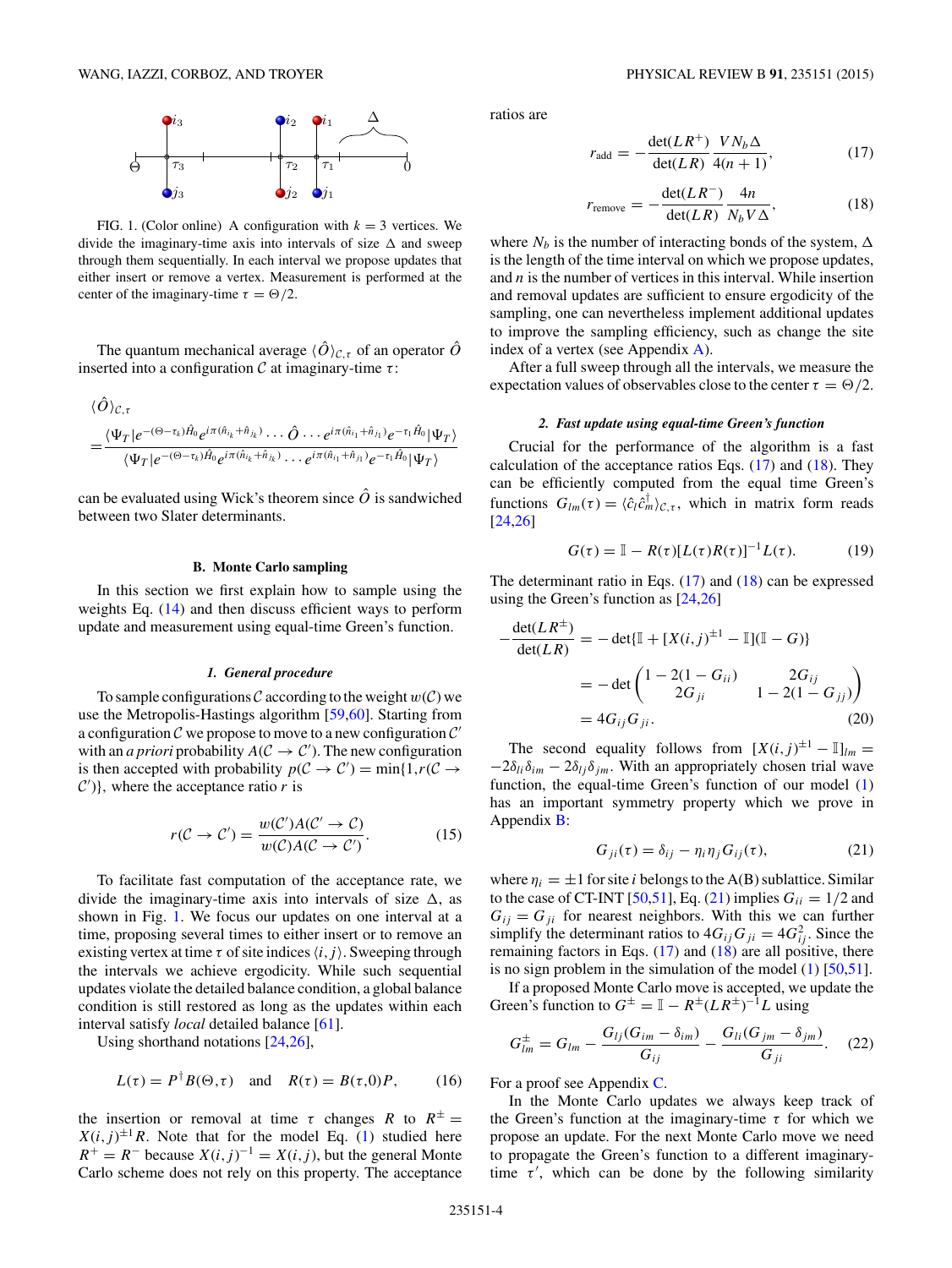FIG. 1. (Color online) A configuration with $k = 3$ vertices. We divide the imaginary-time axis into intervals of size $\Delta$ and sweep through them sequentially. In each interval we propose updates that either insert or remove a vertex. Measurement is performed at the center of the imaginary-time $\tau = \Theta/2$.

The quantum mechanical average $\langle \hat{O} \rangle_{\mathcal{C},\tau}$ of an operator $\hat{O}$ inserted into a configuration $\mathcal{C}$ at imaginary-time $\tau$:

$$\langle \hat{O} \rangle_{\mathcal{C},\tau} = \frac{\langle \Psi_T | e^{-(\Theta-\tau_k)\hat{H}_0} e^{i\pi(\hat{n}_{i_k}+\hat{n}_{j_k})} \ldots \hat{O} \ldots e^{i\pi(\hat{n}_{i_1}+\hat{n}_{j_1})} e^{-\tau_1 \hat{H}_0} | \Psi_T \rangle}{\langle \Psi_T | e^{-(\Theta-\tau_k)\hat{H}_0} e^{i\pi(\hat{n}_{i_k}+\hat{n}_{j_k})} \ldots e^{i\pi(\hat{n}_{i_1}+\hat{n}_{j_1})} e^{-\tau_1 \hat{H}_0} | \Psi_T \rangle}$$

can be evaluated using Wick's theorem since $\hat{O}$ is sandwiched between two Slater determinants.

### B. Monte Carlo sampling

In this section we first explain how to sample using the weights Eq. (14) and then discuss efficient ways to perform update and measurement using equal-time Green's function.

#### 1. General procedure

To sample configurations $\mathcal{C}$ according to the weight $w(\mathcal{C})$ we use the Metropolis-Hastings algorithm [59,60]. Starting from a configuration $\mathcal{C}$ we propose to move to a new configuration $\mathcal{C}'$ with an *a priori* probability $A(\mathcal{C} \to \mathcal{C}')$. The new configuration is then accepted with probability $p(\mathcal{C} \to \mathcal{C}') = \min\{1, r(\mathcal{C} \to \mathcal{C}')\}$, where the acceptance ratio $r$ is

$$r(\mathcal{C} \to \mathcal{C}') = \frac{w(\mathcal{C}')A(\mathcal{C}' \to \mathcal{C})}{w(\mathcal{C})A(\mathcal{C} \to \mathcal{C}')}. \tag{15}$$

To facilitate fast computation of the acceptance rate, we divide the imaginary-time axis into intervals of size $\Delta$, as shown in Fig. 1. We focus our updates on one interval at a time, proposing several times to either insert or to remove an existing vertex at time $\tau$ of site indices $\langle i,j \rangle$. Sweeping through the intervals we achieve ergodicity. While such sequential updates violate the detailed balance condition, a global balance condition is still restored as long as the updates within each interval satisfy *local* detailed balance [61].

Using shorthand notations [24,26],

$$L(\tau) = P^\dagger B(\Theta,\tau) \quad \text{and} \quad R(\tau) = B(\tau,0)P, \tag{16}$$

the insertion or removal at time $\tau$ changes $R$ to $R^\pm = X(i,j)^{\pm 1} R$. Note that for the model Eq. (1) studied here $R^+ = R^-$ because $X(i,j)^{-1} = X(i,j)$, but the general Monte Carlo scheme does not rely on this property. The acceptance ratios are

$$r_{\text{add}} = -\frac{\det(LR^+)}{\det(LR)} \frac{VN_b\Delta}{4(n+1)}, \tag{17}$$

$$r_{\text{remove}} = -\frac{\det(LR^-)}{\det(LR)} \frac{4n}{N_b V \Delta}, \tag{18}$$

where $N_b$ is the number of interacting bonds of the system, $\Delta$ is the length of the time interval on which we propose updates, and $n$ is the number of vertices in this interval. While insertion and removal updates are sufficient to ensure ergodicity of the sampling, one can nevertheless implement additional updates to improve the sampling efficiency, such as change the site index of a vertex (see Appendix A).

After a full sweep through all the intervals, we measure the expectation values of observables close to the center $\tau = \Theta/2$.

#### 2. Fast update using equal-time Green's function

Crucial for the performance of the algorithm is a fast calculation of the acceptance ratios Eqs. (17) and (18). They can be efficiently computed from the equal time Green's functions $G_{lm}(\tau) = \langle \hat{c}_l \hat{c}_m^\dagger \rangle_{\mathcal{C},\tau}$, which in matrix form reads [24,26]

$$G(\tau) = \mathbb{I} - R(\tau)[L(\tau)R(\tau)]^{-1}L(\tau). \tag{19}$$

The determinant ratio in Eqs. (17) and (18) can be expressed using the Green's function as [24,26]

$$\begin{aligned}
-\frac{\det(LR^\pm)}{\det(LR)} &= -\det\{\mathbb{I} + [X(i,j)^{\pm 1} - \mathbb{I}](\mathbb{I} - G)\} \\
&= -\det\begin{pmatrix} 1 - 2(1 - G_{ii}) & 2G_{ij} \\ 2G_{ji} & 1 - 2(1 - G_{jj}) \end{pmatrix} \\
&= 4G_{ij}G_{ji}.
\end{aligned} \tag{20}$$

The second equality follows from $[X(i,j)^{\pm 1} - \mathbb{I}]_{lm} = -2\delta_{li}\delta_{im} - 2\delta_{lj}\delta_{jm}$. With an appropriately chosen trial wave function, the equal-time Green's function of our model (1) has an important symmetry property which we prove in Appendix B:

$$G_{ji}(\tau) = \delta_{ij} - \eta_i \eta_j G_{ij}(\tau), \tag{21}$$

where $\eta_i = \pm 1$ for site $i$ belongs to the A(B) sublattice. Similar to the case of CT-INT [50,51], Eq. (21) implies $G_{ii} = 1/2$ and $G_{ij} = G_{ji}$ for nearest neighbors. With this we can further simplify the determinant ratios to $4G_{ij}G_{ji} = 4G_{ij}^2$. Since the remaining factors in Eqs. (17) and (18) are all positive, there is no sign problem in the simulation of the model (1) [50,51].

If a proposed Monte Carlo move is accepted, we update the Green's function to $G^\pm = \mathbb{I} - R^\pm(LR^\pm)^{-1}L$ using

$$G_{lm}^\pm = G_{lm} - \frac{G_{lj}(G_{im} - \delta_{im})}{G_{ij}} - \frac{G_{li}(G_{jm} - \delta_{jm})}{G_{ji}}. \tag{22}$$

For a proof see Appendix C.

In the Monte Carlo updates we always keep track of the Green's function at the imaginary-time $\tau$ for which we propose an update. For the next Monte Carlo move we need to propagate the Green's function to a different imaginary-time $\tau'$, which can be done by the following similarity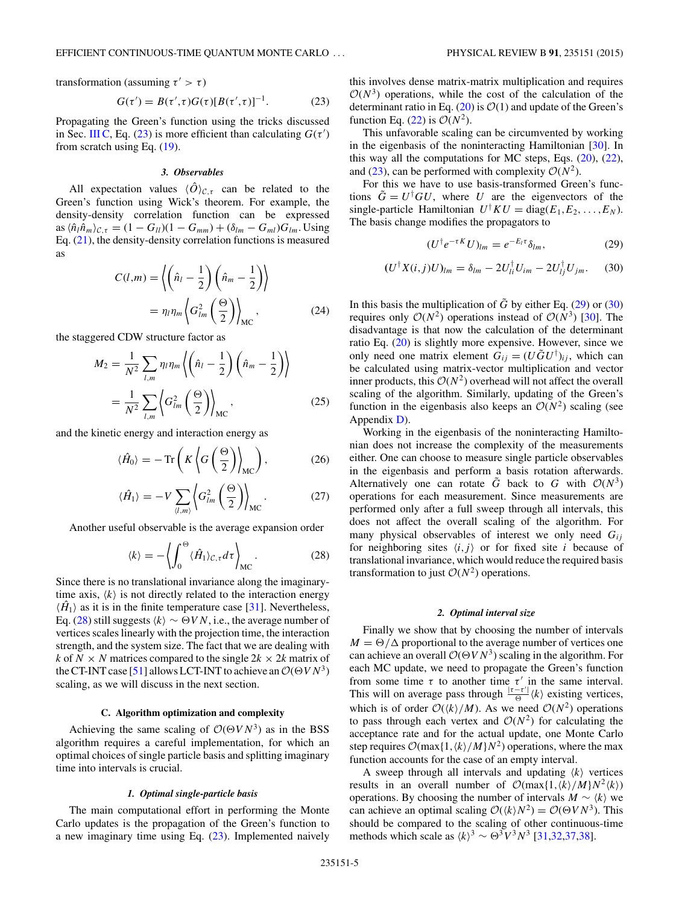transformation (assuming $\tau' > \tau$)

$$G(\tau') = B(\tau',\tau)G(\tau)[B(\tau',\tau)]^{-1}. \tag{23}$$

Propagating the Green's function using the tricks discussed in Sec. III C, Eq. (23) is more efficient than calculating $G(\tau')$ from scratch using Eq. (19).

#### 3. Observables

All expectation values $\langle \hat{O} \rangle_{\mathcal{C},\tau}$ can be related to the Green's function using Wick's theorem. For example, the density-density correlation function can be expressed as $\langle \hat{n}_l \hat{n}_m \rangle_{\mathcal{C},\tau} = (1 - G_{ll})(1 - G_{mm}) + (\delta_{lm} - G_{ml})G_{lm}$. Using Eq. (21), the density-density correlation functions is measured as

$$\begin{aligned} C(l,m) &= \left\langle \left(\hat{n}_l - \frac{1}{2}\right)\left(\hat{n}_m - \frac{1}{2}\right)\right\rangle \\ &= \eta_l \eta_m \left\langle G_{lm}^2\left(\frac{\Theta}{2}\right)\right\rangle_{\text{MC}}, \end{aligned} \tag{24}$$

the staggered CDW structure factor as

$$\begin{aligned} M_2 &= \frac{1}{N^2}\sum_{l,m} \eta_l \eta_m \left\langle \left(\hat{n}_l - \frac{1}{2}\right)\left(\hat{n}_m - \frac{1}{2}\right)\right\rangle \\ &= \frac{1}{N^2}\sum_{l,m}\left\langle G_{lm}^2\left(\frac{\Theta}{2}\right)\right\rangle_{\text{MC}}, \end{aligned} \tag{25}$$

and the kinetic energy and interaction energy as

$$\langle \hat{H}_0 \rangle = -\,\text{Tr}\left(K\left\langle G\left(\frac{\Theta}{2}\right)\right\rangle_{\text{MC}}\right), \tag{26}$$

$$\langle \hat{H}_1 \rangle = -V\sum_{\langle l,m\rangle}\left\langle G_{lm}^2\left(\frac{\Theta}{2}\right)\right\rangle_{\text{MC}}. \tag{27}$$

Another useful observable is the average expansion order

$$\langle k \rangle = -\left\langle \int_0^{\Theta} \langle \hat{H}_1 \rangle_{\mathcal{C},\tau} d\tau \right\rangle_{\text{MC}}. \tag{28}$$

Since there is no translational invariance along the imaginary-time axis, $\langle k \rangle$ is not directly related to the interaction energy $\langle \hat{H}_1 \rangle$ as it is in the finite temperature case [31]. Nevertheless, Eq. (28) still suggests $\langle k \rangle \sim \Theta V N$, i.e., the average number of vertices scales linearly with the projection time, the interaction strength, and the system size. The fact that we are dealing with $k$ of $N \times N$ matrices compared to the single $2k \times 2k$ matrix of the CT-INT case [51] allows LCT-INT to achieve an $\mathcal{O}(\Theta V N^3)$ scaling, as we will discuss in the next section.

### C. Algorithm optimization and complexity

Achieving the same scaling of $\mathcal{O}(\Theta V N^3)$ as in the BSS algorithm requires a careful implementation, for which an optimal choices of single particle basis and splitting imaginary time into intervals is crucial.

#### 1. Optimal single-particle basis

The main computational effort in performing the Monte Carlo updates is the propagation of the Green's function to a new imaginary time using Eq. (23). Implemented naively this involves dense matrix-matrix multiplication and requires $\mathcal{O}(N^3)$ operations, while the cost of the calculation of the determinant ratio in Eq. (20) is $\mathcal{O}(1)$ and update of the Green's function Eq. (22) is $\mathcal{O}(N^2)$.

This unfavorable scaling can be circumvented by working in the eigenbasis of the noninteracting Hamiltonian [30]. In this way all the computations for MC steps, Eqs. (20), (22), and (23), can be performed with complexity $\mathcal{O}(N^2)$.

For this we have to use basis-transformed Green's functions $\tilde{G} = U^{\dagger} G U$, where $U$ are the eigenvectors of the single-particle Hamiltonian $U^{\dagger} K U = \text{diag}(E_1, E_2, \ldots, E_N)$. The basis change modifies the propagators to

$$(U^{\dagger} e^{-\tau K} U)_{lm} = e^{-E_l \tau}\delta_{lm}, \tag{29}$$

$$(U^{\dagger} X(i,j) U)_{lm} = \delta_{lm} - 2U_{li}^{\dagger} U_{im} - 2U_{lj}^{\dagger} U_{jm}. \tag{30}$$

In this basis the multiplication of $\tilde{G}$ by either Eq. (29) or (30) requires only $\mathcal{O}(N^2)$ operations instead of $\mathcal{O}(N^3)$ [30]. The disadvantage is that now the calculation of the determinant ratio Eq. (20) is slightly more expensive. However, since we only need one matrix element $G_{ij} = (U\tilde{G}U^{\dagger})_{ij}$, which can be calculated using matrix-vector multiplication and vector inner products, this $\mathcal{O}(N^2)$ overhead will not affect the overall scaling of the algorithm. Similarly, updating of the Green's function in the eigenbasis also keeps an $\mathcal{O}(N^2)$ scaling (see Appendix D).

Working in the eigenbasis of the noninteracting Hamiltonian does not increase the complexity of the measurements either. One can choose to measure single particle observables in the eigenbasis and perform a basis rotation afterwards. Alternatively one can rotate $\tilde{G}$ back to $G$ with $\mathcal{O}(N^3)$ operations for each measurement. Since measurements are performed only after a full sweep through all intervals, this does not affect the overall scaling of the algorithm. For many physical observables of interest we only need $G_{ij}$ for neighboring sites $\langle i,j \rangle$ or for fixed site $i$ because of translational invariance, which would reduce the required basis transformation to just $\mathcal{O}(N^2)$ operations.

#### 2. Optimal interval size

Finally we show that by choosing the number of intervals $M = \Theta/\Delta$ proportional to the average number of vertices one can achieve an overall $\mathcal{O}(\Theta V N^3)$ scaling in the algorithm. For each MC update, we need to propagate the Green's function from some time $\tau$ to another time $\tau'$ in the same interval. This will on average pass through $\frac{|\tau - \tau'|}{\Theta}\langle k \rangle$ existing vertices, which is of order $\mathcal{O}(\langle k \rangle / M)$. As we need $\mathcal{O}(N^2)$ operations to pass through each vertex and $\mathcal{O}(N^2)$ for calculating the acceptance rate and for the actual update, one Monte Carlo step requires $\mathcal{O}(\max\{1, \langle k \rangle / M\} N^2)$ operations, where the max function accounts for the case of an empty interval.

A sweep through all intervals and updating $\langle k \rangle$ vertices results in an overall number of $\mathcal{O}(\max\{1, \langle k \rangle / M\} N^2 \langle k \rangle)$ operations. By choosing the number of intervals $M \sim \langle k \rangle$ we can achieve an optimal scaling $\mathcal{O}(\langle k \rangle N^2) = \mathcal{O}(\Theta V N^3)$. This should be compared to the scaling of other continuous-time methods which scale as $\langle k \rangle^3 \sim \Theta^3 V^3 N^3$ [31,32,37,38].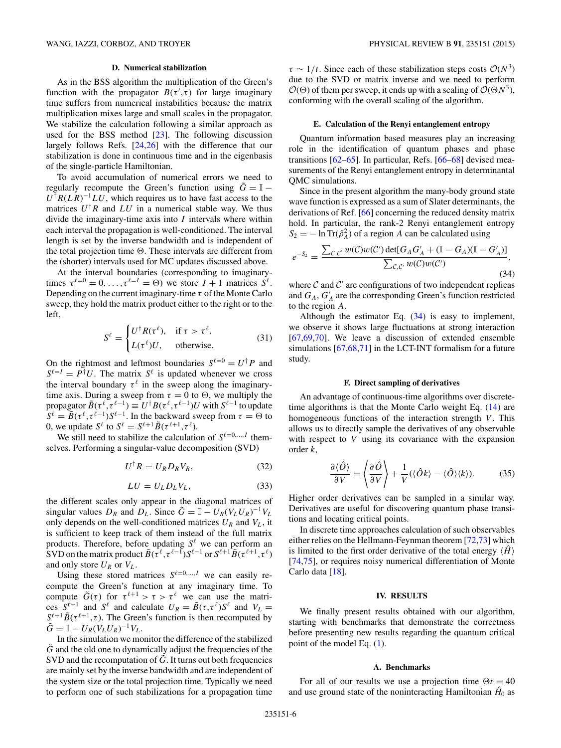### D. Numerical stabilization

As in the BSS algorithm the multiplication of the Green's function with the propagator $B(\tau',\tau)$ for large imaginary time suffers from numerical instabilities because the matrix multiplication mixes large and small scales in the propagator. We stabilize the calculation following a similar approach as used for the BSS method [23]. The following discussion largely follows Refs. [24,26] with the difference that our stabilization is done in continuous time and in the eigenbasis of the single-particle Hamiltonian.

To avoid accumulation of numerical errors we need to regularly recompute the Green's function using $\tilde{G} = \mathbb{I} - U^{\dagger}R(LR)^{-1}LU$, which requires us to have fast access to the matrices $U^{\dagger}R$ and $LU$ in a numerical stable way. We thus divide the imaginary-time axis into $I$ intervals where within each interval the propagation is well-conditioned. The interval length is set by the inverse bandwidth and is independent of the total projection time $\Theta$. These intervals are different from the (shorter) intervals used for MC updates discussed above.

At the interval boundaries (corresponding to imaginary-times $\tau^{\ell=0} = 0,\ldots,\tau^{\ell=I} = \Theta$) we store $I+1$ matrices $S^{\ell}$. Depending on the current imaginary-time $\tau$ of the Monte Carlo sweep, they hold the matrix product either to the right or to the left,

$$S^{\ell} = \begin{cases} U^{\dagger}R(\tau^{\ell}), & \text{if } \tau > \tau^{\ell}, \\ L(\tau^{\ell})U, & \text{otherwise.} \end{cases} \tag{31}$$

On the rightmost and leftmost boundaries $S^{\ell=0} = U^{\dagger}P$ and $S^{\ell=I} = P^{\dagger}U$. The matrix $S^{\ell}$ is updated whenever we cross the interval boundary $\tau^{\ell}$ in the sweep along the imaginary-time axis. During a sweep from $\tau = 0$ to $\Theta$, we multiply the propagator $\tilde{B}(\tau^{\ell},\tau^{\ell-1}) \equiv U^{\dagger}B(\tau^{\ell},\tau^{\ell-1})U$ with $S^{\ell-1}$ to update $S^{\ell} = \tilde{B}(\tau^{\ell},\tau^{\ell-1})S^{\ell-1}$. In the backward sweep from $\tau = \Theta$ to 0, we update $S^{\ell}$ to $S^{\ell} = S^{\ell+1}\tilde{B}(\tau^{\ell+1},\tau^{\ell})$.

We still need to stabilize the calculation of $S^{\ell=0,\ldots,I}$ themselves. Performing a singular-value decomposition (SVD)

$$U^{\dagger}R = U_R D_R V_R, \tag{32}$$

$$LU = U_L D_L V_L, \tag{33}$$

the different scales only appear in the diagonal matrices of singular values $D_R$ and $D_L$. Since $\tilde{G} = \mathbb{I} - U_R(V_L U_R)^{-1}V_L$ only depends on the well-conditioned matrices $U_R$ and $V_L$, it is sufficient to keep track of them instead of the full matrix products. Therefore, before updating $S^{\ell}$ we can perform an SVD on the matrix product $\tilde{B}(\tau^{\ell},\tau^{\ell-1})S^{\ell-1}$ or $S^{\ell+1}\tilde{B}(\tau^{\ell+1},\tau^{\ell})$ and only store $U_R$ or $V_L$.

Using these stored matrices $S^{\ell=0,\ldots,I}$ we can easily recompute the Green's function at any imaginary time. To compute $\tilde{G}(\tau)$ for $\tau^{\ell+1} > \tau > \tau^{\ell}$ we can use the matrices $S^{\ell+1}$ and $S^{\ell}$ and calculate $U_R = \tilde{B}(\tau,\tau^{\ell})S^{\ell}$ and $V_L = S^{\ell+1}\tilde{B}(\tau^{\ell+1},\tau)$. The Green's function is then recomputed by $\tilde{G} = \mathbb{I} - U_R(V_L U_R)^{-1}V_L$.

In the simulation we monitor the difference of the stabilized $\tilde{G}$ and the old one to dynamically adjust the frequencies of the SVD and the recomputation of $\tilde{G}$. It turns out both frequencies are mainly set by the inverse bandwidth and are independent of the system size or the total projection time. Typically we need to perform one of such stabilizations for a propagation time $\tau \sim 1/t$. Since each of these stabilization steps costs $\mathcal{O}(N^3)$ due to the SVD or matrix inverse and we need to perform $\mathcal{O}(\Theta)$ of them per sweep, it ends up with a scaling of $\mathcal{O}(\Theta N^3)$, conforming with the overall scaling of the algorithm.

### E. Calculation of the Renyi entanglement entropy

Quantum information based measures play an increasing role in the identification of quantum phases and phase transitions [62–65]. In particular, Refs. [66–68] devised measurements of the Renyi entanglement entropy in determinantal QMC simulations.

Since in the present algorithm the many-body ground state wave function is expressed as a sum of Slater determinants, the derivations of Ref. [66] concerning the reduced density matrix hold. In particular, the rank-2 Renyi entanglement entropy $S_2 = -\ln \mathrm{Tr}(\hat{\rho}_A^2)$ of a region $A$ can be calculated using

$$e^{-S_2} = \frac{\sum_{\mathcal{C},\mathcal{C}'} w(\mathcal{C})w(\mathcal{C}')\det[G_A G_A' + (\mathbb{I}-G_A)(\mathbb{I}-G_A')]}{\sum_{\mathcal{C},\mathcal{C}'} w(\mathcal{C})w(\mathcal{C}')}, \tag{34}$$

where $\mathcal{C}$ and $\mathcal{C}'$ are configurations of two independent replicas and $G_A$, $G_A'$ are the corresponding Green's function restricted to the region $A$.

Although the estimator Eq. (34) is easy to implement, we observe it shows large fluctuations at strong interaction [67,69,70]. We leave a discussion of extended ensemble simulations [67,68,71] in the LCT-INT formalism for a future study.

### F. Direct sampling of derivatives

An advantage of continuous-time algorithms over discrete-time algorithms is that the Monte Carlo weight Eq. (14) are homogeneous functions of the interaction strength $V$. This allows us to directly sample the derivatives of any observable with respect to $V$ using its covariance with the expansion order $k$,

$$\frac{\partial\langle\hat{O}\rangle}{\partial V} = \left\langle\frac{\partial\hat{O}}{\partial V}\right\rangle + \frac{1}{V}(\langle\hat{O}k\rangle - \langle\hat{O}\rangle\langle k\rangle). \tag{35}$$

Higher order derivatives can be sampled in a similar way. Derivatives are useful for discovering quantum phase transitions and locating critical points.

In discrete time approaches calculation of such observables either relies on the Hellmann-Feynman theorem [72,73] which is limited to the first order derivative of the total energy $\langle\hat{H}\rangle$ [74,75], or requires noisy numerical differentiation of Monte Carlo data [18].

## IV. RESULTS

We finally present results obtained with our algorithm, starting with benchmarks that demonstrate the correctness before presenting new results regarding the quantum critical point of the model Eq. (1).

### A. Benchmarks

For all of our results we use a projection time $\Theta t = 40$ and use ground state of the noninteracting Hamiltonian $\hat{H}_0$ as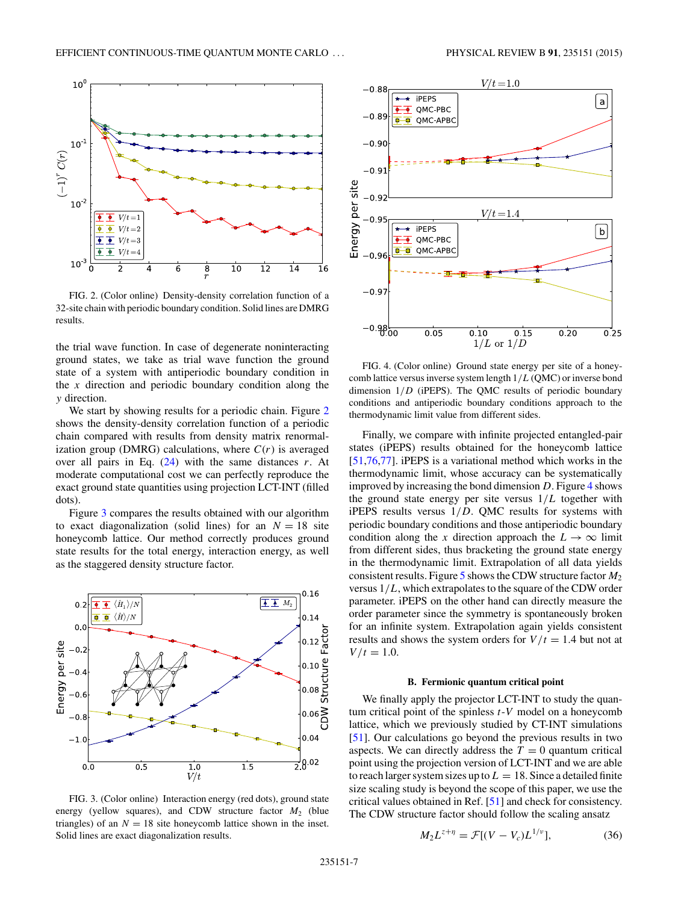FIG. 2. (Color online) Density-density correlation function of a 32-site chain with periodic boundary condition. Solid lines are DMRG results.

the trial wave function. In case of degenerate noninteracting ground states, we take as trial wave function the ground state of a system with antiperiodic boundary condition in the $x$ direction and periodic boundary condition along the $y$ direction.

We start by showing results for a periodic chain. Figure 2 shows the density-density correlation function of a periodic chain compared with results from density matrix renormalization group (DMRG) calculations, where $C(r)$ is averaged over all pairs in Eq. (24) with the same distances $r$. At moderate computational cost we can perfectly reproduce the exact ground state quantities using projection LCT-INT (filled dots).

Figure 3 compares the results obtained with our algorithm to exact diagonalization (solid lines) for an $N = 18$ site honeycomb lattice. Our method correctly produces ground state results for the total energy, interaction energy, as well as the staggered density structure factor.

FIG. 3. (Color online) Interaction energy (red dots), ground state energy (yellow squares), and CDW structure factor $M_2$ (blue triangles) of an $N = 18$ site honeycomb lattice shown in the inset. Solid lines are exact diagonalization results.

FIG. 4. (Color online) Ground state energy per site of a honeycomb lattice versus inverse system length $1/L$ (QMC) or inverse bond dimension $1/D$ (iPEPS). The QMC results of periodic boundary conditions and antiperiodic boundary conditions approach to the thermodynamic limit value from different sides.

Finally, we compare with infinite projected entangled-pair states (iPEPS) results obtained for the honeycomb lattice [51,76,77]. iPEPS is a variational method which works in the thermodynamic limit, whose accuracy can be systematically improved by increasing the bond dimension $D$. Figure 4 shows the ground state energy per site versus $1/L$ together with iPEPS results versus $1/D$. QMC results for systems with periodic boundary conditions and those antiperiodic boundary condition along the $x$ direction approach the $L \to \infty$ limit from different sides, thus bracketing the ground state energy in the thermodynamic limit. Extrapolation of all data yields consistent results. Figure 5 shows the CDW structure factor $M_2$ versus $1/L$, which extrapolates to the square of the CDW order parameter. iPEPS on the other hand can directly measure the order parameter since the symmetry is spontaneously broken for an infinite system. Extrapolation again yields consistent results and shows the system orders for $V/t = 1.4$ but not at $V/t = 1.0$.

### B. Fermionic quantum critical point

We finally apply the projector LCT-INT to study the quantum critical point of the spinless $t$-$V$ model on a honeycomb lattice, which we previously studied by CT-INT simulations [51]. Our calculations go beyond the previous results in two aspects. We can directly address the $T = 0$ quantum critical point using the projection version of LCT-INT and we are able to reach larger system sizes up to $L = 18$. Since a detailed finite size scaling study is beyond the scope of this paper, we use the critical values obtained in Ref. [51] and check for consistency. The CDW structure factor should follow the scaling ansatz

$$M_2 L^{z+\eta} = \mathcal{F}[(V - V_c)L^{1/\nu}], \tag{36}$$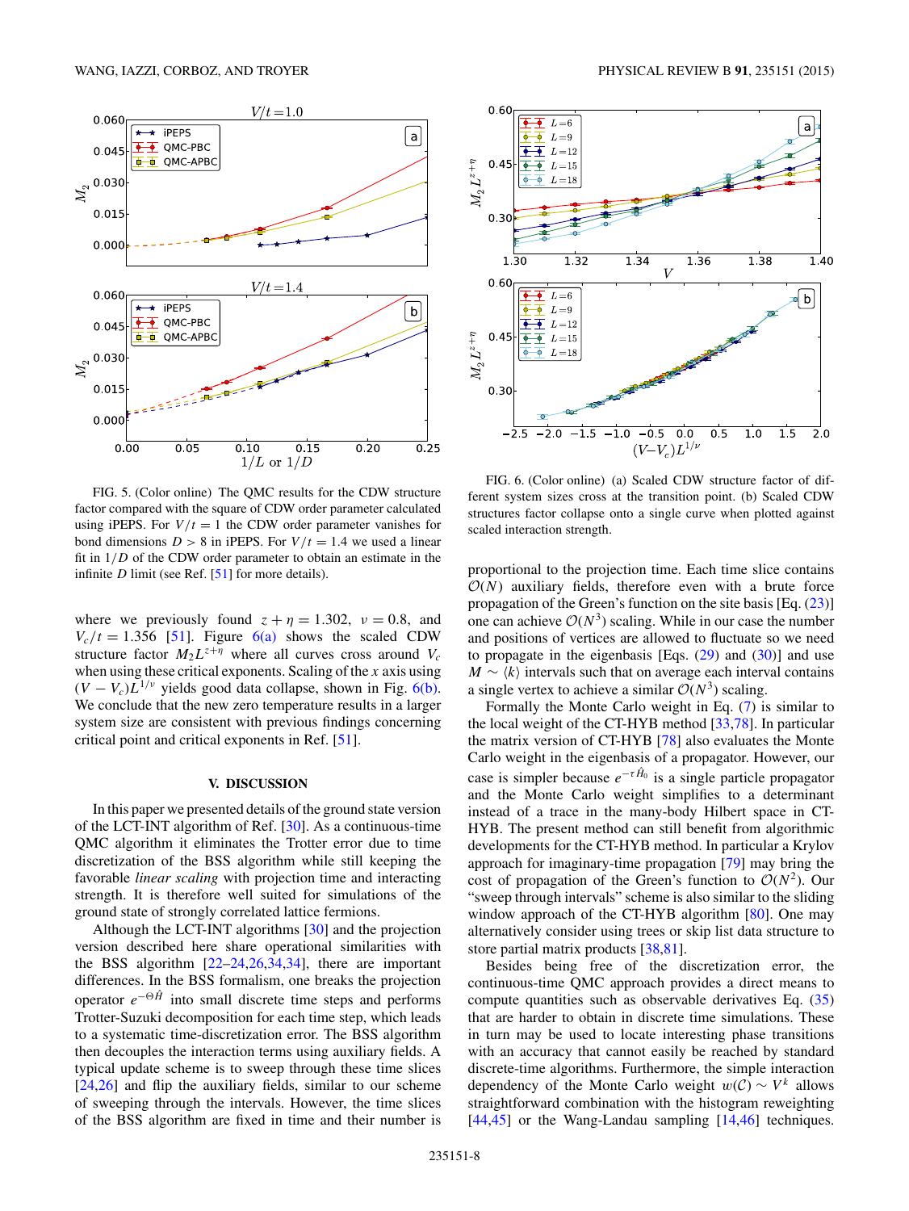FIG. 5. (Color online) The QMC results for the CDW structure factor compared with the square of CDW order parameter calculated using iPEPS. For $V/t = 1$ the CDW order parameter vanishes for bond dimensions $D > 8$ in iPEPS. For $V/t = 1.4$ we used a linear fit in $1/D$ of the CDW order parameter to obtain an estimate in the infinite $D$ limit (see Ref. [51] for more details).

FIG. 6. (Color online) (a) Scaled CDW structure factor of different system sizes cross at the transition point. (b) Scaled CDW structures factor collapse onto a single curve when plotted against scaled interaction strength.

where we previously found $z + \eta = 1.302$, $\nu = 0.8$, and $V_c/t = 1.356$ [51]. Figure 6(a) shows the scaled CDW structure factor $M_2 L^{z+\eta}$ where all curves cross around $V_c$ when using these critical exponents. Scaling of the $x$ axis using $(V - V_c)L^{1/\nu}$ yields good data collapse, shown in Fig. 6(b). We conclude that the new zero temperature results in a larger system size are consistent with previous findings concerning critical point and critical exponents in Ref. [51].

## V. DISCUSSION

In this paper we presented details of the ground state version of the LCT-INT algorithm of Ref. [30]. As a continuous-time QMC algorithm it eliminates the Trotter error due to time discretization of the BSS algorithm while still keeping the favorable *linear scaling* with projection time and interacting strength. It is therefore well suited for simulations of the ground state of strongly correlated lattice fermions.

Although the LCT-INT algorithms [30] and the projection version described here share operational similarities with the BSS algorithm [22–24,26,34,34], there are important differences. In the BSS formalism, one breaks the projection operator $e^{-\Theta\hat{H}}$ into small discrete time steps and performs Trotter-Suzuki decomposition for each time step, which leads to a systematic time-discretization error. The BSS algorithm then decouples the interaction terms using auxiliary fields. A typical update scheme is to sweep through these time slices [24,26] and flip the auxiliary fields, similar to our scheme of sweeping through the intervals. However, the time slices of the BSS algorithm are fixed in time and their number is proportional to the projection time. Each time slice contains $\mathcal{O}(N)$ auxiliary fields, therefore even with a brute force propagation of the Green's function on the site basis [Eq. (23)] one can achieve $\mathcal{O}(N^3)$ scaling. While in our case the number and positions of vertices are allowed to fluctuate so we need to propagate in the eigenbasis [Eqs. (29) and (30)] and use $M \sim \langle k \rangle$ intervals such that on average each interval contains a single vertex to achieve a similar $\mathcal{O}(N^3)$ scaling.

Formally the Monte Carlo weight in Eq. (7) is similar to the local weight of the CT-HYB method [33,78]. In particular the matrix version of CT-HYB [78] also evaluates the Monte Carlo weight in the eigenbasis of a propagator. However, our case is simpler because $e^{-\tau\hat{H}_0}$ is a single particle propagator and the Monte Carlo weight simplifies to a determinant instead of a trace in the many-body Hilbert space in CT-HYB. The present method can still benefit from algorithmic developments for the CT-HYB method. In particular a Krylov approach for imaginary-time propagation [79] may reduce the cost of propagation of the Green's function to $\mathcal{O}(N^2)$. Our "sweep through intervals" scheme is also similar to the sliding window approach of the CT-HYB algorithm [80]. One may alternatively consider using trees or skip list data structure to store partial matrix products [38,81].

Besides being free of the discretization error, the continuous-time QMC approach provides a direct means to compute quantities such as observable derivatives Eq. (35) that are harder to obtain in discrete time simulations. These in turn may be used to locate interesting phase transitions with an accuracy that cannot easily be reached by standard discrete-time algorithms. Furthermore, the simple interaction dependency of the Monte Carlo weight $w(\mathcal{C}) \sim V^k$ allows straightforward combination with the histogram reweighting [44,45] or the Wang-Landau sampling [14,46] techniques.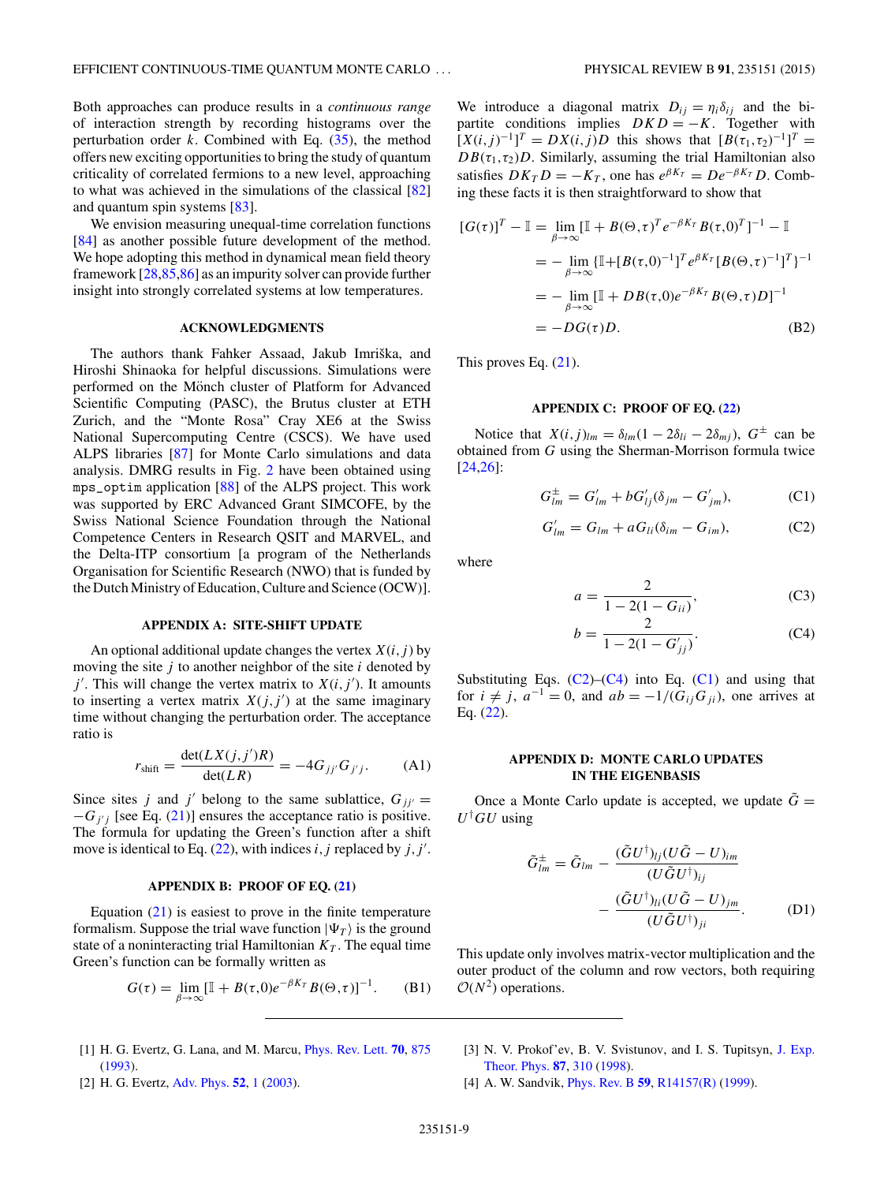Both approaches can produce results in a *continuous range* of interaction strength by recording histograms over the perturbation order $k$. Combined with Eq. (35), the method offers new exciting opportunities to bring the study of quantum criticality of correlated fermions to a new level, approaching to what was achieved in the simulations of the classical [82] and quantum spin systems [83].

We envision measuring unequal-time correlation functions [84] as another possible future development of the method. We hope adopting this method in dynamical mean field theory framework [28,85,86] as an impurity solver can provide further insight into strongly correlated systems at low temperatures.

## ACKNOWLEDGMENTS

The authors thank Fahker Assaad, Jakub Imriška, and Hiroshi Shinaoka for helpful discussions. Simulations were performed on the Mönch cluster of Platform for Advanced Scientific Computing (PASC), the Brutus cluster at ETH Zurich, and the "Monte Rosa" Cray XE6 at the Swiss National Supercomputing Centre (CSCS). We have used ALPS libraries [87] for Monte Carlo simulations and data analysis. DMRG results in Fig. 2 have been obtained using `mps_optim` application [88] of the ALPS project. This work was supported by ERC Advanced Grant SIMCOFE, by the Swiss National Science Foundation through the National Competence Centers in Research QSIT and MARVEL, and the Delta-ITP consortium [a program of the Netherlands Organisation for Scientific Research (NWO) that is funded by the Dutch Ministry of Education, Culture and Science (OCW)].

## APPENDIX A: SITE-SHIFT UPDATE

An optional additional update changes the vertex $X(i,j)$ by moving the site $j$ to another neighbor of the site $i$ denoted by $j'$. This will change the vertex matrix to $X(i,j')$. It amounts to inserting a vertex matrix $X(j,j')$ at the same imaginary time without changing the perturbation order. The acceptance ratio is

$$r_{\rm shift} = \frac{\det(LX(j,j')R)}{\det(LR)} = -4G_{jj'}G_{j'j}. \tag{A1}$$

Since sites $j$ and $j'$ belong to the same sublattice, $G_{jj'} = -G_{j'j}$ [see Eq. (21)] ensures the acceptance ratio is positive. The formula for updating the Green's function after a shift move is identical to Eq. (22), with indices $i,j$ replaced by $j,j'$.

## APPENDIX B: PROOF OF EQ. (21)

Equation (21) is easiest to prove in the finite temperature formalism. Suppose the trial wave function $|\Psi_T\rangle$ is the ground state of a noninteracting trial Hamiltonian $K_T$. The equal time Green's function can be formally written as

$$G(\tau) = \lim_{\beta\to\infty}[\mathbb{I} + B(\tau,0)e^{-\beta K_T}B(\Theta,\tau)]^{-1}. \tag{B1}$$

We introduce a diagonal matrix $D_{ij} = \eta_i\delta_{ij}$ and the bipartite conditions implies $DKD = -K$. Together with $[X(i,j)^{-1}]^T = DX(i,j)D$ this shows that $[B(\tau_1,\tau_2)^{-1}]^T = DB(\tau_1,\tau_2)D$. Similarly, assuming the trial Hamiltonian also satisfies $DK_TD = -K_T$, one has $e^{\beta K_T} = De^{-\beta K_T}D$. Combing these facts it is then straightforward to show that

$$\begin{aligned}
[G(\tau)]^T - \mathbb{I} &= \lim_{\beta\to\infty}[\mathbb{I} + B(\Theta,\tau)^T e^{-\beta K_T}B(\tau,0)^T]^{-1} - \mathbb{I} \\
&= -\lim_{\beta\to\infty}\{\mathbb{I}+[B(\tau,0)^{-1}]^T e^{\beta K_T}[B(\Theta,\tau)^{-1}]^T\}^{-1} \\
&= -\lim_{\beta\to\infty}[\mathbb{I} + DB(\tau,0)e^{-\beta K_T}B(\Theta,\tau)D]^{-1} \\
&= -DG(\tau)D.
\end{aligned} \tag{B2}$$

This proves Eq. (21).

## APPENDIX C: PROOF OF EQ. (22)

Notice that $X(i,j)_{lm} = \delta_{lm}(1 - 2\delta_{li} - 2\delta_{mj})$, $G^{\pm}$ can be obtained from $G$ using the Sherman-Morrison formula twice [24,26]:

$$G^{\pm}_{lm} = G'_{lm} + bG'_{lj}(\delta_{jm} - G'_{jm}), \tag{C1}$$

$$G'_{lm} = G_{lm} + aG_{li}(\delta_{im} - G_{im}), \tag{C2}$$

where

$$a = \frac{2}{1 - 2(1 - G_{ii})}, \tag{C3}$$

$$b = \frac{2}{1 - 2(1 - G'_{jj})}. \tag{C4}$$

Substituting Eqs. (C2)–(C4) into Eq. (C1) and using that for $i \neq j$, $a^{-1} = 0$, and $ab = -1/(G_{ij}G_{ji})$, one arrives at Eq. (22).

## APPENDIX D: MONTE CARLO UPDATES IN THE EIGENBASIS

Once a Monte Carlo update is accepted, we update $\tilde{G} = U^\dagger GU$ using

$$\tilde{G}^{\pm}_{lm} = \tilde{G}_{lm} - \frac{(\tilde{G}U^\dagger)_{lj}(U\tilde{G} - U)_{im}}{(U\tilde{G}U^\dagger)_{ij}} - \frac{(\tilde{G}U^\dagger)_{li}(U\tilde{G} - U)_{jm}}{(U\tilde{G}U^\dagger)_{ji}}. \tag{D1}$$

This update only involves matrix-vector multiplication and the outer product of the column and row vectors, both requiring $\mathcal{O}(N^2)$ operations.

---

[1] H. G. Evertz, G. Lana, and M. Marcu, Phys. Rev. Lett. **70**, 875 (1993).

[2] H. G. Evertz, Adv. Phys. **52**, 1 (2003).

[3] N. V. Prokof'ev, B. V. Svistunov, and I. S. Tupitsyn, J. Exp. Theor. Phys. **87**, 310 (1998).

[4] A. W. Sandvik, Phys. Rev. B **59**, R14157(R) (1999).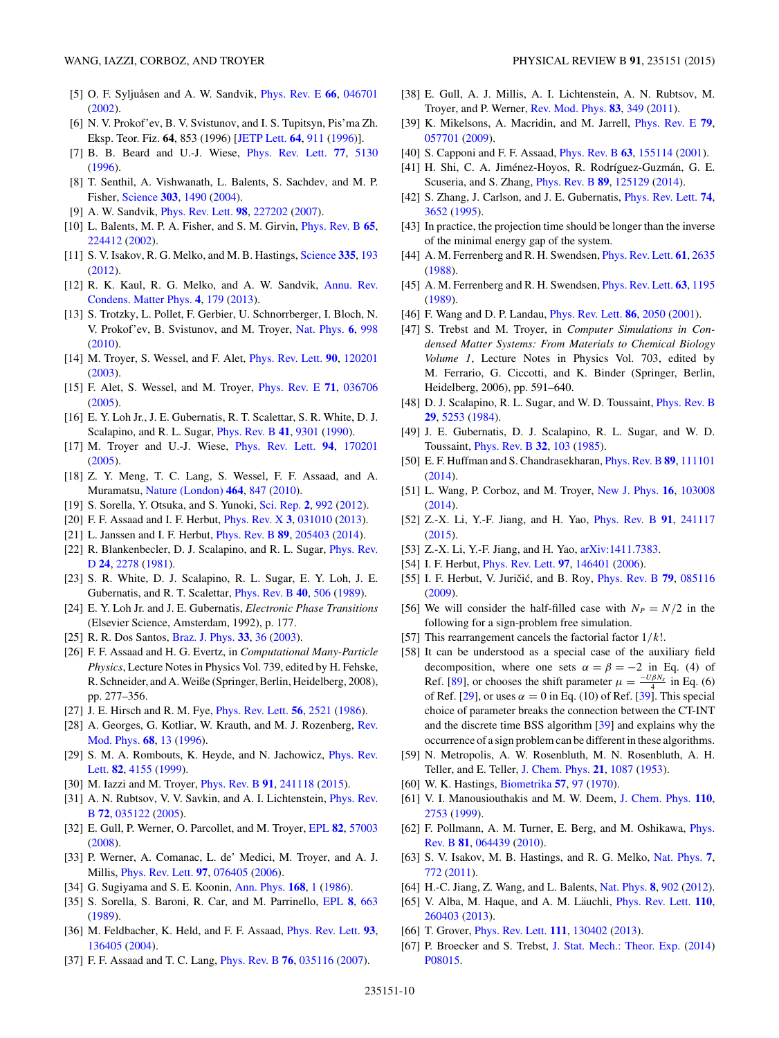[5] O. F. Syljuåsen and A. W. Sandvik, Phys. Rev. E **66**, 046701 (2002).

[6] N. V. Prokof'ev, B. V. Svistunov, and I. S. Tupitsyn, Pis'ma Zh. Eksp. Teor. Fiz. **64**, 853 (1996) [JETP Lett. **64**, 911 (1996)].

[7] B. B. Beard and U.-J. Wiese, Phys. Rev. Lett. **77**, 5130 (1996).

[8] T. Senthil, A. Vishwanath, L. Balents, S. Sachdev, and M. P. Fisher, Science **303**, 1490 (2004).

[9] A. W. Sandvik, Phys. Rev. Lett. **98**, 227202 (2007).

[10] L. Balents, M. P. A. Fisher, and S. M. Girvin, Phys. Rev. B **65**, 224412 (2002).

[11] S. V. Isakov, R. G. Melko, and M. B. Hastings, Science **335**, 193 (2012).

[12] R. K. Kaul, R. G. Melko, and A. W. Sandvik, Annu. Rev. Condens. Matter Phys. **4**, 179 (2013).

[13] S. Trotzky, L. Pollet, F. Gerbier, U. Schnorrberger, I. Bloch, N. V. Prokof'ev, B. Svistunov, and M. Troyer, Nat. Phys. **6**, 998 (2010).

[14] M. Troyer, S. Wessel, and F. Alet, Phys. Rev. Lett. **90**, 120201 (2003).

[15] F. Alet, S. Wessel, and M. Troyer, Phys. Rev. E **71**, 036706 (2005).

[16] E. Y. Loh Jr., J. E. Gubernatis, R. T. Scalettar, S. R. White, D. J. Scalapino, and R. L. Sugar, Phys. Rev. B **41**, 9301 (1990).

[17] M. Troyer and U.-J. Wiese, Phys. Rev. Lett. **94**, 170201 (2005).

[18] Z. Y. Meng, T. C. Lang, S. Wessel, F. F. Assaad, and A. Muramatsu, Nature (London) **464**, 847 (2010).

[19] S. Sorella, Y. Otsuka, and S. Yunoki, Sci. Rep. **2**, 992 (2012).

[20] F. F. Assaad and I. F. Herbut, Phys. Rev. X **3**, 031010 (2013).

[21] L. Janssen and I. F. Herbut, Phys. Rev. B **89**, 205403 (2014).

[22] R. Blankenbecler, D. J. Scalapino, and R. L. Sugar, Phys. Rev. D **24**, 2278 (1981).

[23] S. R. White, D. J. Scalapino, R. L. Sugar, E. Y. Loh, J. E. Gubernatis, and R. T. Scalettar, Phys. Rev. B **40**, 506 (1989).

[24] E. Y. Loh Jr. and J. E. Gubernatis, *Electronic Phase Transitions* (Elsevier Science, Amsterdam, 1992), p. 177.

[25] R. R. Dos Santos, Braz. J. Phys. **33**, 36 (2003).

[26] F. F. Assaad and H. G. Evertz, in *Computational Many-Particle Physics*, Lecture Notes in Physics Vol. 739, edited by H. Fehske, R. Schneider, and A. Weiße (Springer, Berlin, Heidelberg, 2008), pp. 277–356.

[27] J. E. Hirsch and R. M. Fye, Phys. Rev. Lett. **56**, 2521 (1986).

[28] A. Georges, G. Kotliar, W. Krauth, and M. J. Rozenberg, Rev. Mod. Phys. **68**, 13 (1996).

[29] S. M. A. Rombouts, K. Heyde, and N. Jachowicz, Phys. Rev. Lett. **82**, 4155 (1999).

[30] M. Iazzi and M. Troyer, Phys. Rev. B **91**, 241118 (2015).

[31] A. N. Rubtsov, V. V. Savkin, and A. I. Lichtenstein, Phys. Rev. B **72**, 035122 (2005).

[32] E. Gull, P. Werner, O. Parcollet, and M. Troyer, EPL **82**, 57003 (2008).

[33] P. Werner, A. Comanac, L. de' Medici, M. Troyer, and A. J. Millis, Phys. Rev. Lett. **97**, 076405 (2006).

[34] G. Sugiyama and S. E. Koonin, Ann. Phys. **168**, 1 (1986).

[35] S. Sorella, S. Baroni, R. Car, and M. Parrinello, EPL **8**, 663 (1989).

[36] M. Feldbacher, K. Held, and F. F. Assaad, Phys. Rev. Lett. **93**, 136405 (2004).

[37] F. F. Assaad and T. C. Lang, Phys. Rev. B **76**, 035116 (2007).

[38] E. Gull, A. J. Millis, A. I. Lichtenstein, A. N. Rubtsov, M. Troyer, and P. Werner, Rev. Mod. Phys. **83**, 349 (2011).

[39] K. Mikelsons, A. Macridin, and M. Jarrell, Phys. Rev. E **79**, 057701 (2009).

[40] S. Capponi and F. F. Assaad, Phys. Rev. B **63**, 155114 (2001).

[41] H. Shi, C. A. Jiménez-Hoyos, R. Rodríguez-Guzmán, G. E. Scuseria, and S. Zhang, Phys. Rev. B **89**, 125129 (2014).

[42] S. Zhang, J. Carlson, and J. E. Gubernatis, Phys. Rev. Lett. **74**, 3652 (1995).

[43] In practice, the projection time should be longer than the inverse of the minimal energy gap of the system.

[44] A. M. Ferrenberg and R. H. Swendsen, Phys. Rev. Lett. **61**, 2635 (1988).

[45] A. M. Ferrenberg and R. H. Swendsen, Phys. Rev. Lett. **63**, 1195 (1989).

[46] F. Wang and D. P. Landau, Phys. Rev. Lett. **86**, 2050 (2001).

[47] S. Trebst and M. Troyer, in *Computer Simulations in Condensed Matter Systems: From Materials to Chemical Biology Volume 1*, Lecture Notes in Physics Vol. 703, edited by M. Ferrario, G. Ciccotti, and K. Binder (Springer, Berlin, Heidelberg, 2006), pp. 591–640.

[48] D. J. Scalapino, R. L. Sugar, and W. D. Toussaint, Phys. Rev. B **29**, 5253 (1984).

[49] J. E. Gubernatis, D. J. Scalapino, R. L. Sugar, and W. D. Toussaint, Phys. Rev. B **32**, 103 (1985).

[50] E. F. Huffman and S. Chandrasekharan, Phys. Rev. B **89**, 111101 (2014).

[51] L. Wang, P. Corboz, and M. Troyer, New J. Phys. **16**, 103008 (2014).

[52] Z.-X. Li, Y.-F. Jiang, and H. Yao, Phys. Rev. B **91**, 241117 (2015).

[53] Z.-X. Li, Y.-F. Jiang, and H. Yao, arXiv:1411.7383.

[54] I. F. Herbut, Phys. Rev. Lett. **97**, 146401 (2006).

[55] I. F. Herbut, V. Juričić, and B. Roy, Phys. Rev. B **79**, 085116 (2009).

[56] We will consider the half-filled case with $N_P = N/2$ in the following for a sign-problem free simulation.

[57] This rearrangement cancels the factorial factor $1/k!$.

[58] It can be understood as a special case of the auxiliary field decomposition, where one sets $\alpha = \beta = -2$ in Eq. (4) of Ref. [89], or chooses the shift parameter $\mu = \frac{-U\beta N_s}{4}$ in Eq. (6) of Ref. [29], or uses $\alpha = 0$ in Eq. (10) of Ref. [39]. This special choice of parameter breaks the connection between the CT-INT and the discrete time BSS algorithm [39] and explains why the occurrence of a sign problem can be different in these algorithms.

[59] N. Metropolis, A. W. Rosenbluth, M. N. Rosenbluth, A. H. Teller, and E. Teller, J. Chem. Phys. **21**, 1087 (1953).

[60] W. K. Hastings, Biometrika **57**, 97 (1970).

[61] V. I. Manousiouthakis and M. W. Deem, J. Chem. Phys. **110**, 2753 (1999).

[62] F. Pollmann, A. M. Turner, E. Berg, and M. Oshikawa, Phys. Rev. B **81**, 064439 (2010).

[63] S. V. Isakov, M. B. Hastings, and R. G. Melko, Nat. Phys. **7**, 772 (2011).

[64] H.-C. Jiang, Z. Wang, and L. Balents, Nat. Phys. **8**, 902 (2012).

[65] V. Alba, M. Haque, and A. M. Läuchli, Phys. Rev. Lett. **110**, 260403 (2013).

[66] T. Grover, Phys. Rev. Lett. **111**, 130402 (2013).

[67] P. Broecker and S. Trebst, J. Stat. Mech.: Theor. Exp. (2014) P08015.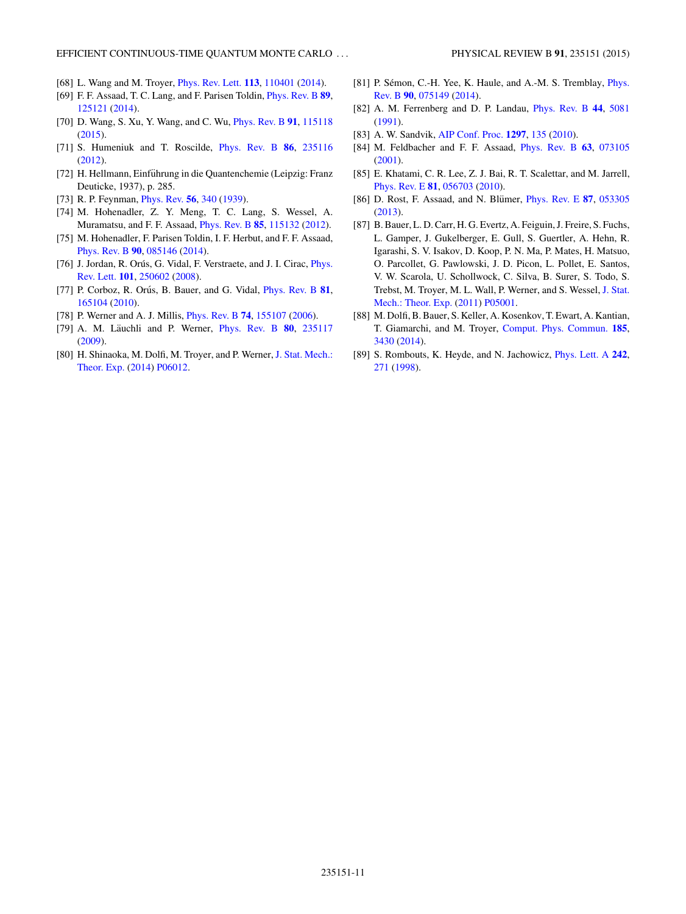[68] L. Wang and M. Troyer, Phys. Rev. Lett. **113**, 110401 (2014).

[69] F. F. Assaad, T. C. Lang, and F. Parisen Toldin, Phys. Rev. B **89**, 125121 (2014).

[70] D. Wang, S. Xu, Y. Wang, and C. Wu, Phys. Rev. B **91**, 115118 (2015).

[71] S. Humeniuk and T. Roscilde, Phys. Rev. B **86**, 235116 (2012).

[72] H. Hellmann, Einführung in die Quantenchemie (Leipzig: Franz Deuticke, 1937), p. 285.

[73] R. P. Feynman, Phys. Rev. **56**, 340 (1939).

[74] M. Hohenadler, Z. Y. Meng, T. C. Lang, S. Wessel, A. Muramatsu, and F. F. Assaad, Phys. Rev. B **85**, 115132 (2012).

[75] M. Hohenadler, F. Parisen Toldin, I. F. Herbut, and F. F. Assaad, Phys. Rev. B **90**, 085146 (2014).

[76] J. Jordan, R. Orús, G. Vidal, F. Verstraete, and J. I. Cirac, Phys. Rev. Lett. **101**, 250602 (2008).

[77] P. Corboz, R. Orús, B. Bauer, and G. Vidal, Phys. Rev. B **81**, 165104 (2010).

[78] P. Werner and A. J. Millis, Phys. Rev. B **74**, 155107 (2006).

[79] A. M. Läuchli and P. Werner, Phys. Rev. B **80**, 235117 (2009).

[80] H. Shinaoka, M. Dolfi, M. Troyer, and P. Werner, J. Stat. Mech.: Theor. Exp. (2014) P06012.

[81] P. Sémon, C.-H. Yee, K. Haule, and A.-M. S. Tremblay, Phys. Rev. B **90**, 075149 (2014).

[82] A. M. Ferrenberg and D. P. Landau, Phys. Rev. B **44**, 5081 (1991).

[83] A. W. Sandvik, AIP Conf. Proc. **1297**, 135 (2010).

[84] M. Feldbacher and F. F. Assaad, Phys. Rev. B **63**, 073105 (2001).

[85] E. Khatami, C. R. Lee, Z. J. Bai, R. T. Scalettar, and M. Jarrell, Phys. Rev. E **81**, 056703 (2010).

[86] D. Rost, F. Assaad, and N. Blümer, Phys. Rev. E **87**, 053305 (2013).

[87] B. Bauer, L. D. Carr, H. G. Evertz, A. Feiguin, J. Freire, S. Fuchs, L. Gamper, J. Gukelberger, E. Gull, S. Guertler, A. Hehn, R. Igarashi, S. V. Isakov, D. Koop, P. N. Ma, P. Mates, H. Matsuo, O. Parcollet, G. Pawlowski, J. D. Picon, L. Pollet, E. Santos, V. W. Scarola, U. Schollwock, C. Silva, B. Surer, S. Todo, S. Trebst, M. Troyer, M. L. Wall, P. Werner, and S. Wessel, J. Stat. Mech.: Theor. Exp. (2011) P05001.

[88] M. Dolfi, B. Bauer, S. Keller, A. Kosenkov, T. Ewart, A. Kantian, T. Giamarchi, and M. Troyer, Comput. Phys. Commun. **185**, 3430 (2014).

[89] S. Rombouts, K. Heyde, and N. Jachowicz, Phys. Lett. A **242**, 271 (1998).